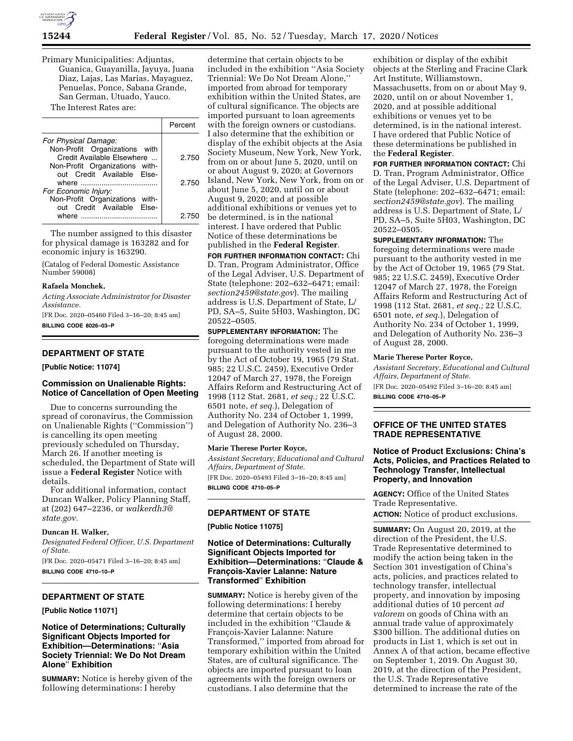Primary Municipalities: Adjuntas, Guanica, Guayanilla, Jayuya, Juana Diaz, Lajas, Las Marias, Mayaguez, Penuelas, Ponce, Sabana Grande, San German, Utuado, Yauco.

The Interest Rates are:

| | Percent |
|---|---|
| *For Physical Damage:* | |
| Non-Profit Organizations with Credit Available Elsewhere ... | 2.750 |
| Non-Profit Organizations without Credit Available Elsewhere ... | 2.750 |
| *For Economic Injury:* | |
| Non-Profit Organizations without Credit Available Elsewhere ... | 2.750 |

The number assigned to this disaster for physical damage is 163282 and for economic injury is 163290.

(Catalog of Federal Domestic Assistance Number 59008)

**Rafaela Monchek,**

*Acting Associate Administrator for Disaster Assistance.*

[FR Doc. 2020–05460 Filed 3–16–20; 8:45 am]

**BILLING CODE 8026–03–P**

## DEPARTMENT OF STATE

**[Public Notice: 11074]**

### Commission on Unalienable Rights: Notice of Cancellation of Open Meeting

Due to concerns surrounding the spread of coronavirus, the Commission on Unalienable Rights (''Commission'') is cancelling its open meeting previously scheduled on Thursday, March 26. If another meeting is scheduled, the Department of State will issue a **Federal Register** Notice with details.

For additional information, contact Duncan Walker, Policy Planning Staff, at (202) 647–2236, or *walkerdh3@state.gov.*

**Duncan H. Walker,**

*Designated Federal Officer, U.S. Department of State.*

[FR Doc. 2020–05471 Filed 3–16–20; 8:45 am]

**BILLING CODE 4710–10–P**

## DEPARTMENT OF STATE

**[Public Notice 11071]**

### Notice of Determinations; Culturally Significant Objects Imported for Exhibition—Determinations: ''Asia Society Triennial: We Do Not Dream Alone'' Exhibition

**SUMMARY:** Notice is hereby given of the following determinations: I hereby determine that certain objects to be included in the exhibition ''Asia Society Triennial: We Do Not Dream Alone,'' imported from abroad for temporary exhibition within the United States, are of cultural significance. The objects are imported pursuant to loan agreements with the foreign owners or custodians. I also determine that the exhibition or display of the exhibit objects at the Asia Society Museum, New York, New York, from on or about June 5, 2020, until on or about August 9, 2020; at Governors Island, New York, New York, from on or about June 5, 2020, until on or about August 9, 2020; and at possible additional exhibitions or venues yet to be determined, is in the national interest. I have ordered that Public Notice of these determinations be published in the **Federal Register**.

**FOR FURTHER INFORMATION CONTACT:** Chi D. Tran, Program Administrator, Office of the Legal Adviser, U.S. Department of State (telephone: 202–632–6471; email: *section2459@state.gov*). The mailing address is U.S. Department of State, L/PD, SA–5, Suite 5H03, Washington, DC 20522–0505.

**SUPPLEMENTARY INFORMATION:** The foregoing determinations were made pursuant to the authority vested in me by the Act of October 19, 1965 (79 Stat. 985; 22 U.S.C. 2459), Executive Order 12047 of March 27, 1978, the Foreign Affairs Reform and Restructuring Act of 1998 (112 Stat. 2681, *et seq.;* 22 U.S.C. 6501 note, *et seq.*), Delegation of Authority No. 234 of October 1, 1999, and Delegation of Authority No. 236–3 of August 28, 2000.

**Marie Therese Porter Royce,**

*Assistant Secretary, Educational and Cultural Affairs, Department of State.*

[FR Doc. 2020–05493 Filed 3–16–20; 8:45 am]

**BILLING CODE 4710–05–P**

## DEPARTMENT OF STATE

**[Public Notice 11075]**

### Notice of Determinations: Culturally Significant Objects Imported for Exhibition—Determinations: ''Claude & François-Xavier Lalanne: Nature Transformed'' Exhibition

**SUMMARY:** Notice is hereby given of the following determinations: I hereby determine that certain objects to be included in the exhibition ''Claude & François-Xavier Lalanne: Nature Transformed,'' imported from abroad for temporary exhibition within the United States, are of cultural significance. The objects are imported pursuant to loan agreements with the foreign owners or custodians. I also determine that the exhibition or display of the exhibit objects at the Sterling and Francine Clark Art Institute, Williamstown, Massachusetts, from on or about May 9, 2020, until on or about November 1, 2020, and at possible additional exhibitions or venues yet to be determined, is in the national interest. I have ordered that Public Notice of these determinations be published in the **Federal Register**.

**FOR FURTHER INFORMATION CONTACT:** Chi D. Tran, Program Administrator, Office of the Legal Adviser, U.S. Department of State (telephone: 202–632–6471; email: *section2459@state.gov*). The mailing address is U.S. Department of State, L/PD, SA–5, Suite 5H03, Washington, DC 20522–0505.

**SUPPLEMENTARY INFORMATION:** The foregoing determinations were made pursuant to the authority vested in me by the Act of October 19, 1965 (79 Stat. 985; 22 U.S.C. 2459), Executive Order 12047 of March 27, 1978, the Foreign Affairs Reform and Restructuring Act of 1998 (112 Stat. 2681, *et seq.;* 22 U.S.C. 6501 note, *et seq.*), Delegation of Authority No. 234 of October 1, 1999, and Delegation of Authority No. 236–3 of August 28, 2000.

**Marie Therese Porter Royce,**

*Assistant Secretary, Educational and Cultural Affairs, Department of State.*

[FR Doc. 2020–05492 Filed 3–16–20; 8:45 am]

**BILLING CODE 4710–05–P**

## OFFICE OF THE UNITED STATES TRADE REPRESENTATIVE

### Notice of Product Exclusions: China's Acts, Policies, and Practices Related to Technology Transfer, Intellectual Property, and Innovation

**AGENCY:** Office of the United States Trade Representative.

**ACTION:** Notice of product exclusions.

**SUMMARY:** On August 20, 2019, at the direction of the President, the U.S. Trade Representative determined to modify the action being taken in the Section 301 investigation of China's acts, policies, and practices related to technology transfer, intellectual property, and innovation by imposing additional duties of 10 percent *ad valorem* on goods of China with an annual trade value of approximately $300 billion. The additional duties on products in List 1, which is set out in Annex A of that action, became effective on September 1, 2019. On August 30, 2019, at the direction of the President, the U.S. Trade Representative determined to increase the rate of the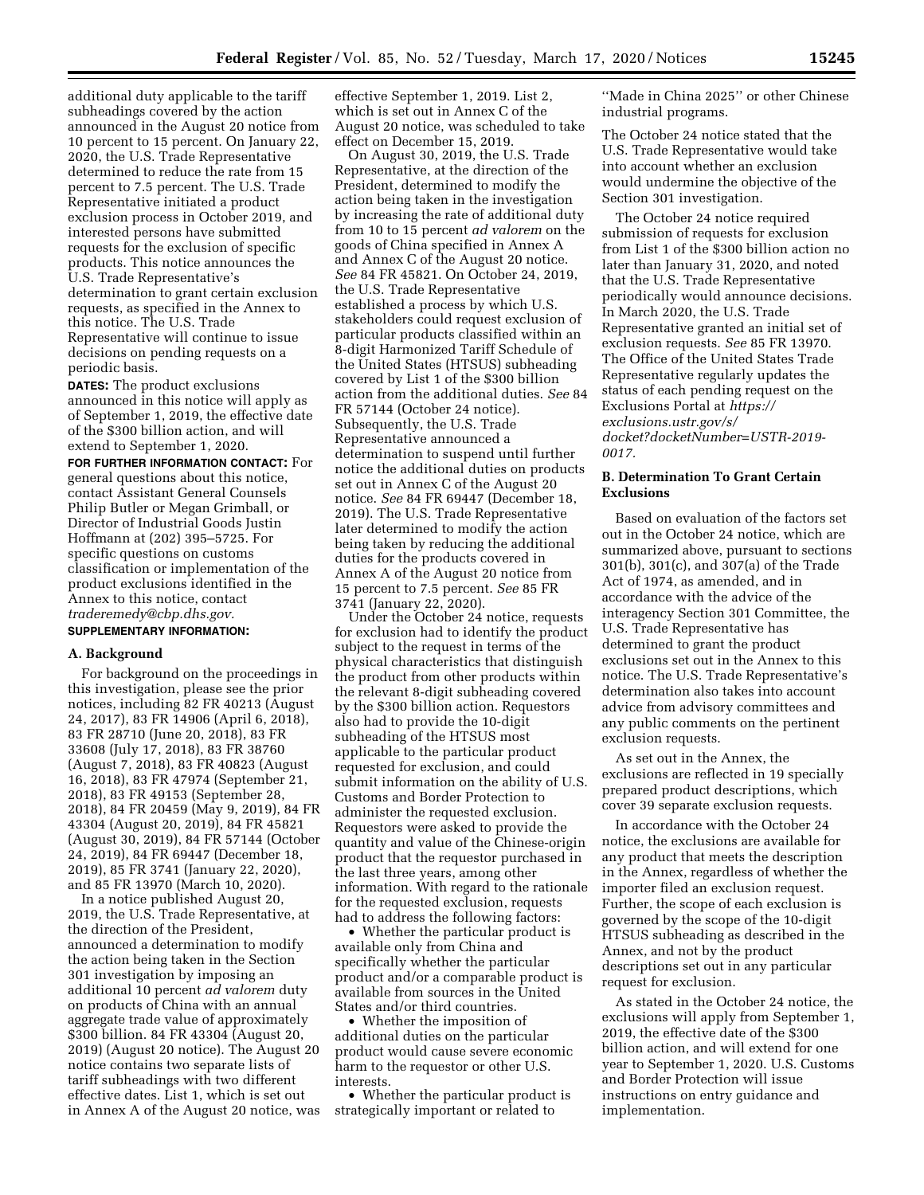additional duty applicable to the tariff subheadings covered by the action announced in the August 20 notice from 10 percent to 15 percent. On January 22, 2020, the U.S. Trade Representative determined to reduce the rate from 15 percent to 7.5 percent. The U.S. Trade Representative initiated a product exclusion process in October 2019, and interested persons have submitted requests for the exclusion of specific products. This notice announces the U.S. Trade Representative's determination to grant certain exclusion requests, as specified in the Annex to this notice. The U.S. Trade Representative will continue to issue decisions on pending requests on a periodic basis.

**DATES:** The product exclusions announced in this notice will apply as of September 1, 2019, the effective date of the $300 billion action, and will extend to September 1, 2020.

**FOR FURTHER INFORMATION CONTACT:** For general questions about this notice, contact Assistant General Counsels Philip Butler or Megan Grimball, or Director of Industrial Goods Justin Hoffmann at (202) 395–5725. For specific questions on customs classification or implementation of the product exclusions identified in the Annex to this notice, contact *traderemedy@cbp.dhs.gov.*

**SUPPLEMENTARY INFORMATION:**

## A. Background

For background on the proceedings in this investigation, please see the prior notices, including 82 FR 40213 (August 24, 2017), 83 FR 14906 (April 6, 2018), 83 FR 28710 (June 20, 2018), 83 FR 33608 (July 17, 2018), 83 FR 38760 (August 7, 2018), 83 FR 40823 (August 16, 2018), 83 FR 47974 (September 21, 2018), 83 FR 49153 (September 28, 2018), 84 FR 20459 (May 9, 2019), 84 FR 43304 (August 20, 2019), 84 FR 45821 (August 30, 2019), 84 FR 57144 (October 24, 2019), 84 FR 69447 (December 18, 2019), 85 FR 3741 (January 22, 2020), and 85 FR 13970 (March 10, 2020).

In a notice published August 20, 2019, the U.S. Trade Representative, at the direction of the President, announced a determination to modify the action being taken in the Section 301 investigation by imposing an additional 10 percent *ad valorem* duty on products of China with an annual aggregate trade value of approximately $300 billion. 84 FR 43304 (August 20, 2019) (August 20 notice). The August 20 notice contains two separate lists of tariff subheadings with two different effective dates. List 1, which is set out in Annex A of the August 20 notice, was effective September 1, 2019. List 2, which is set out in Annex C of the August 20 notice, was scheduled to take effect on December 15, 2019.

On August 30, 2019, the U.S. Trade Representative, at the direction of the President, determined to modify the action being taken in the investigation by increasing the rate of additional duty from 10 to 15 percent *ad valorem* on the goods of China specified in Annex A and Annex C of the August 20 notice. *See* 84 FR 45821. On October 24, 2019, the U.S. Trade Representative established a process by which U.S. stakeholders could request exclusion of particular products classified within an 8-digit Harmonized Tariff Schedule of the United States (HTSUS) subheading covered by List 1 of the $300 billion action from the additional duties. *See* 84 FR 57144 (October 24 notice). Subsequently, the U.S. Trade Representative announced a determination to suspend until further notice the additional duties on products set out in Annex C of the August 20 notice. *See* 84 FR 69447 (December 18, 2019). The U.S. Trade Representative later determined to modify the action being taken by reducing the additional duties for the products covered in Annex A of the August 20 notice from 15 percent to 7.5 percent. *See* 85 FR 3741 (January 22, 2020).

Under the October 24 notice, requests for exclusion had to identify the product subject to the request in terms of the physical characteristics that distinguish the product from other products within the relevant 8-digit subheading covered by the $300 billion action. Requestors also had to provide the 10-digit subheading of the HTSUS most applicable to the particular product requested for exclusion, and could submit information on the ability of U.S. Customs and Border Protection to administer the requested exclusion. Requestors were asked to provide the quantity and value of the Chinese-origin product that the requestor purchased in the last three years, among other information. With regard to the rationale for the requested exclusion, requests had to address the following factors:

- Whether the particular product is available only from China and specifically whether the particular product and/or a comparable product is available from sources in the United States and/or third countries.
- Whether the imposition of additional duties on the particular product would cause severe economic harm to the requestor or other U.S. interests.
- Whether the particular product is strategically important or related to ''Made in China 2025'' or other Chinese industrial programs.

The October 24 notice stated that the U.S. Trade Representative would take into account whether an exclusion would undermine the objective of the Section 301 investigation.

The October 24 notice required submission of requests for exclusion from List 1 of the $300 billion action no later than January 31, 2020, and noted that the U.S. Trade Representative periodically would announce decisions. In March 2020, the U.S. Trade Representative granted an initial set of exclusion requests. *See* 85 FR 13970. The Office of the United States Trade Representative regularly updates the status of each pending request on the Exclusions Portal at *https://exclusions.ustr.gov/s/docket?docketNumber=USTR-2019-0017.*

## B. Determination To Grant Certain Exclusions

Based on evaluation of the factors set out in the October 24 notice, which are summarized above, pursuant to sections 301(b), 301(c), and 307(a) of the Trade Act of 1974, as amended, and in accordance with the advice of the interagency Section 301 Committee, the U.S. Trade Representative has determined to grant the product exclusions set out in the Annex to this notice. The U.S. Trade Representative's determination also takes into account advice from advisory committees and any public comments on the pertinent exclusion requests.

As set out in the Annex, the exclusions are reflected in 19 specially prepared product descriptions, which cover 39 separate exclusion requests.

In accordance with the October 24 notice, the exclusions are available for any product that meets the description in the Annex, regardless of whether the importer filed an exclusion request. Further, the scope of each exclusion is governed by the scope of the 10-digit HTSUS subheading as described in the Annex, and not by the product descriptions set out in any particular request for exclusion.

As stated in the October 24 notice, the exclusions will apply from September 1, 2019, the effective date of the $300 billion action, and will extend for one year to September 1, 2020. U.S. Customs and Border Protection will issue instructions on entry guidance and implementation.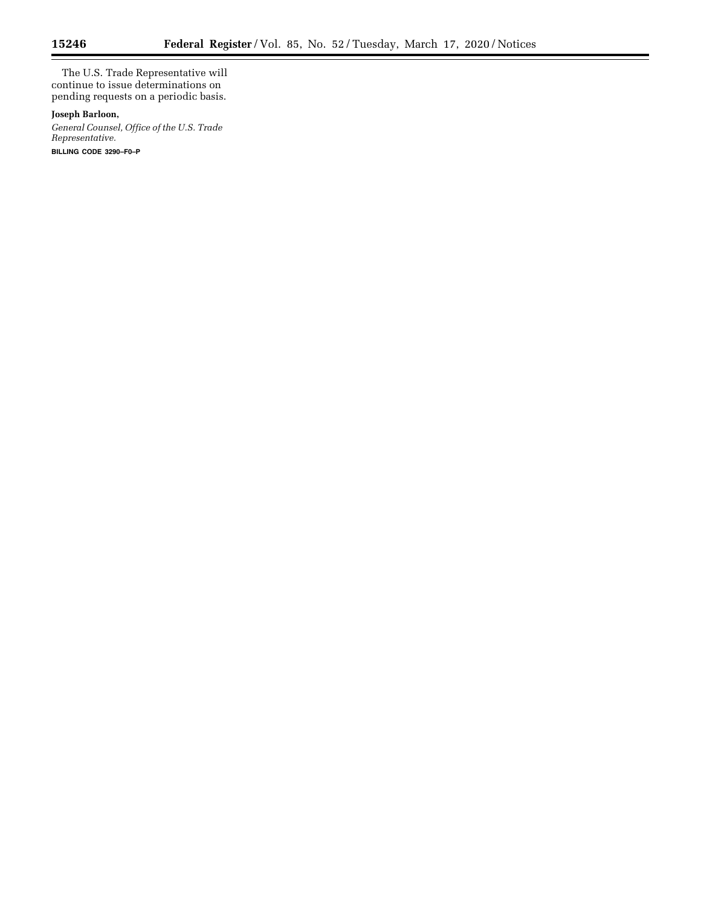The U.S. Trade Representative will continue to issue determinations on pending requests on a periodic basis.

**Joseph Barloon,**

*General Counsel, Office of the U.S. Trade Representative.*

**BILLING CODE 3290–F0–P**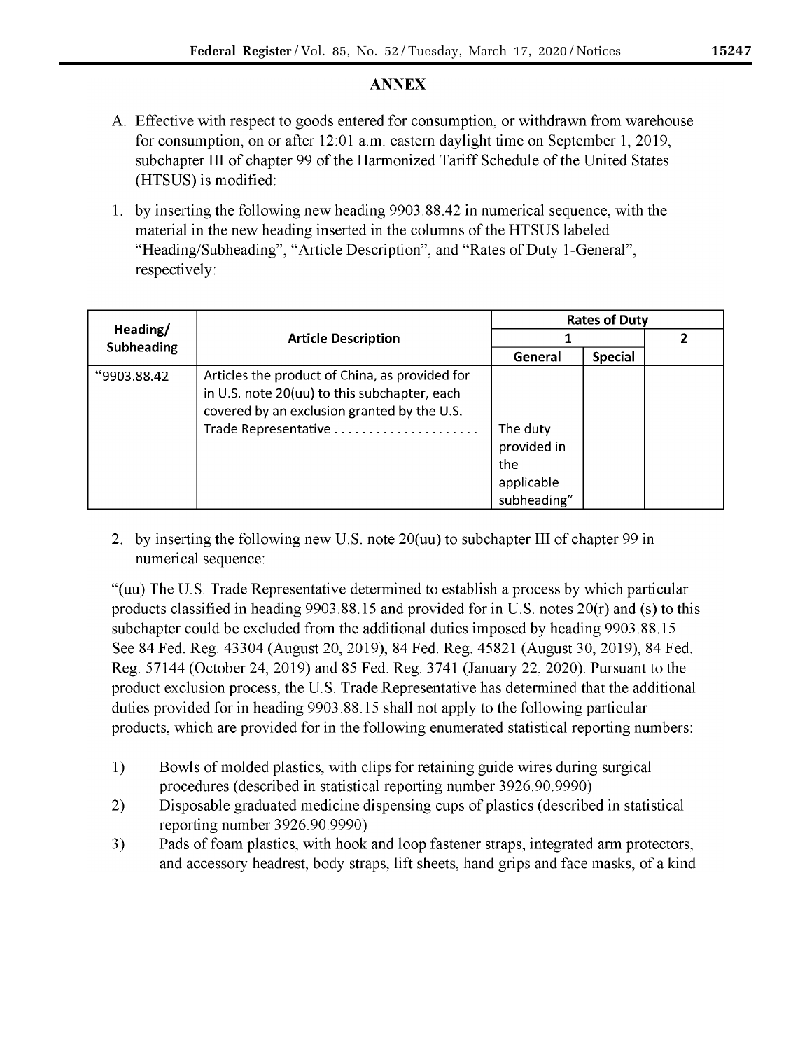## ANNEX

A. Effective with respect to goods entered for consumption, or withdrawn from warehouse for consumption, on or after 12:01 a.m. eastern daylight time on September 1, 2019, subchapter III of chapter 99 of the Harmonized Tariff Schedule of the United States (HTSUS) is modified:

1. by inserting the following new heading 9903.88.42 in numerical sequence, with the material in the new heading inserted in the columns of the HTSUS labeled "Heading/Subheading", "Article Description", and "Rates of Duty 1-General", respectively:

| Heading/ Subheading | Article Description | Rates of Duty | | |
|---|---|---|---|---|
| | | 1 | | 2 |
| | | General | Special | |
| "9903.88.42 | Articles the product of China, as provided for in U.S. note 20(uu) to this subchapter, each covered by an exclusion granted by the U.S. Trade Representative .................... | The duty provided in the applicable subheading" | | |

2. by inserting the following new U.S. note 20(uu) to subchapter III of chapter 99 in numerical sequence:

"(uu) The U.S. Trade Representative determined to establish a process by which particular products classified in heading 9903.88.15 and provided for in U.S. notes 20(r) and (s) to this subchapter could be excluded from the additional duties imposed by heading 9903.88.15. See 84 Fed. Reg. 43304 (August 20, 2019), 84 Fed. Reg. 45821 (August 30, 2019), 84 Fed. Reg. 57144 (October 24, 2019) and 85 Fed. Reg. 3741 (January 22, 2020). Pursuant to the product exclusion process, the U.S. Trade Representative has determined that the additional duties provided for in heading 9903.88.15 shall not apply to the following particular products, which are provided for in the following enumerated statistical reporting numbers:

1) Bowls of molded plastics, with clips for retaining guide wires during surgical procedures (described in statistical reporting number 3926.90.9990)
2) Disposable graduated medicine dispensing cups of plastics (described in statistical reporting number 3926.90.9990)
3) Pads of foam plastics, with hook and loop fastener straps, integrated arm protectors, and accessory headrest, body straps, lift sheets, hand grips and face masks, of a kind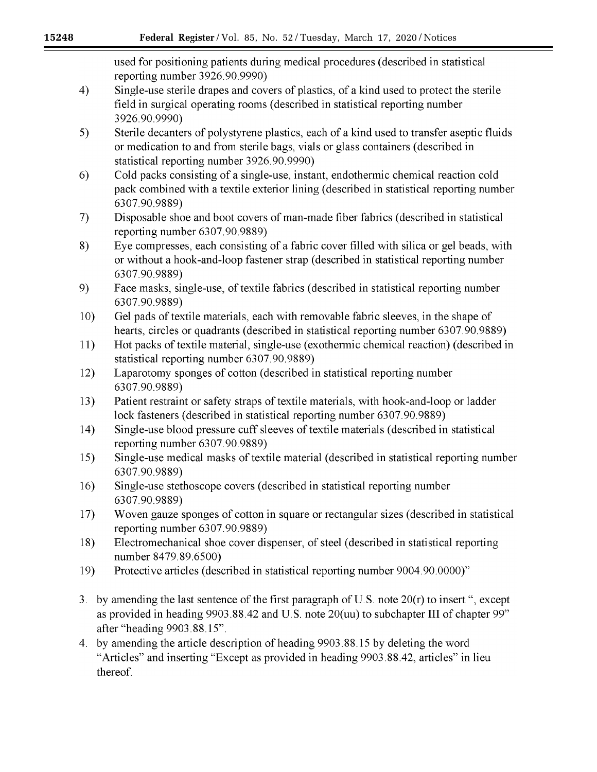used for positioning patients during medical procedures (described in statistical reporting number 3926.90.9990)

4) Single-use sterile drapes and covers of plastics, of a kind used to protect the sterile field in surgical operating rooms (described in statistical reporting number 3926.90.9990)
5) Sterile decanters of polystyrene plastics, each of a kind used to transfer aseptic fluids or medication to and from sterile bags, vials or glass containers (described in statistical reporting number 3926.90.9990)
6) Cold packs consisting of a single-use, instant, endothermic chemical reaction cold pack combined with a textile exterior lining (described in statistical reporting number 6307.90.9889)
7) Disposable shoe and boot covers of man-made fiber fabrics (described in statistical reporting number 6307.90.9889)
8) Eye compresses, each consisting of a fabric cover filled with silica or gel beads, with or without a hook-and-loop fastener strap (described in statistical reporting number 6307.90.9889)
9) Face masks, single-use, of textile fabrics (described in statistical reporting number 6307.90.9889)
10) Gel pads of textile materials, each with removable fabric sleeves, in the shape of hearts, circles or quadrants (described in statistical reporting number 6307.90.9889)
11) Hot packs of textile material, single-use (exothermic chemical reaction) (described in statistical reporting number 6307.90.9889)
12) Laparotomy sponges of cotton (described in statistical reporting number 6307.90.9889)
13) Patient restraint or safety straps of textile materials, with hook-and-loop or ladder lock fasteners (described in statistical reporting number 6307.90.9889)
14) Single-use blood pressure cuff sleeves of textile materials (described in statistical reporting number 6307.90.9889)
15) Single-use medical masks of textile material (described in statistical reporting number 6307.90.9889)
16) Single-use stethoscope covers (described in statistical reporting number 6307.90.9889)
17) Woven gauze sponges of cotton in square or rectangular sizes (described in statistical reporting number 6307.90.9889)
18) Electromechanical shoe cover dispenser, of steel (described in statistical reporting number 8479.89.6500)
19) Protective articles (described in statistical reporting number 9004.90.0000)"

3. by amending the last sentence of the first paragraph of U.S. note 20(r) to insert ", except as provided in heading 9903.88.42 and U.S. note 20(uu) to subchapter III of chapter 99" after "heading 9903.88.15".
4. by amending the article description of heading 9903.88.15 by deleting the word "Articles" and inserting "Except as provided in heading 9903.88.42, articles" in lieu thereof.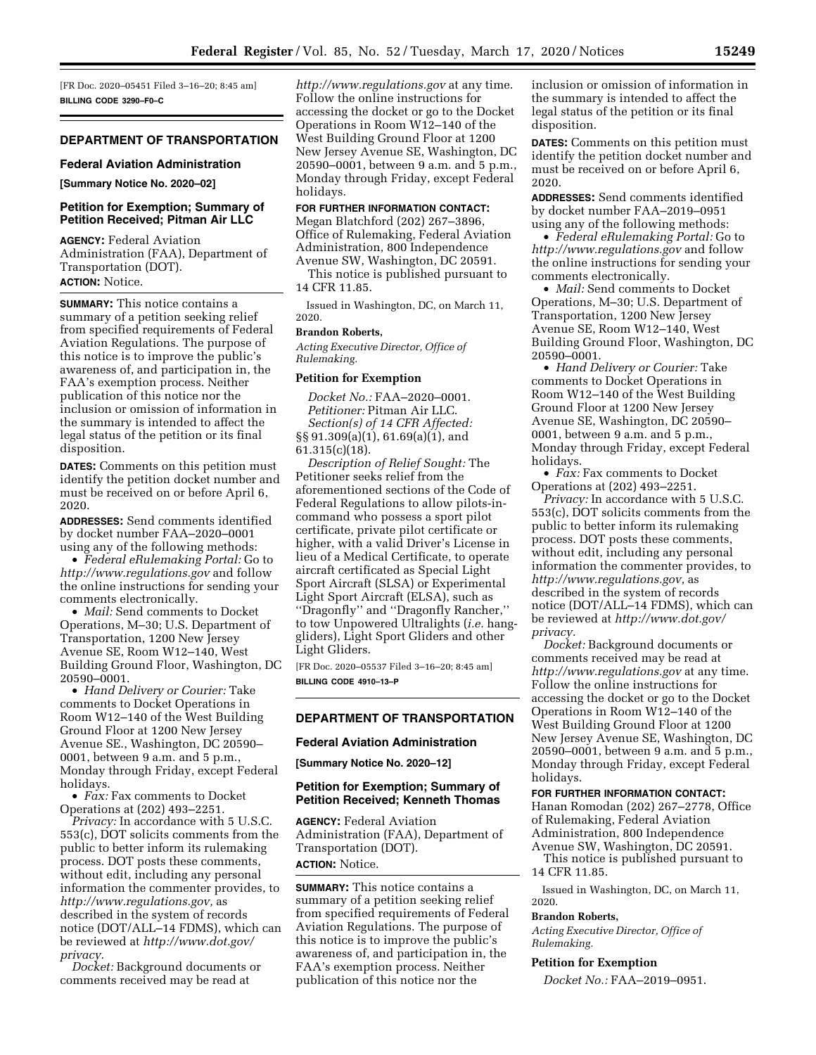[FR Doc. 2020–05451 Filed 3–16–20; 8:45 am]

**BILLING CODE 3290–F0–C**

## DEPARTMENT OF TRANSPORTATION

### Federal Aviation Administration

**[Summary Notice No. 2020–02]**

### Petition for Exemption; Summary of Petition Received; Pitman Air LLC

**AGENCY:** Federal Aviation Administration (FAA), Department of Transportation (DOT).

**ACTION:** Notice.

**SUMMARY:** This notice contains a summary of a petition seeking relief from specified requirements of Federal Aviation Regulations. The purpose of this notice is to improve the public's awareness of, and participation in, the FAA's exemption process. Neither publication of this notice nor the inclusion or omission of information in the summary is intended to affect the legal status of the petition or its final disposition.

**DATES:** Comments on this petition must identify the petition docket number and must be received on or before April 6, 2020.

**ADDRESSES:** Send comments identified by docket number FAA–2020–0001 using any of the following methods:

- *Federal eRulemaking Portal:* Go to *http://www.regulations.gov* and follow the online instructions for sending your comments electronically.
- *Mail:* Send comments to Docket Operations, M–30; U.S. Department of Transportation, 1200 New Jersey Avenue SE, Room W12–140, West Building Ground Floor, Washington, DC 20590–0001.
- *Hand Delivery or Courier:* Take comments to Docket Operations in Room W12–140 of the West Building Ground Floor at 1200 New Jersey Avenue SE., Washington, DC 20590–0001, between 9 a.m. and 5 p.m., Monday through Friday, except Federal holidays.
- *Fax:* Fax comments to Docket Operations at (202) 493–2251.

*Privacy:* In accordance with 5 U.S.C. 553(c), DOT solicits comments from the public to better inform its rulemaking process. DOT posts these comments, without edit, including any personal information the commenter provides, to *http://www.regulations.gov,* as described in the system of records notice (DOT/ALL–14 FDMS), which can be reviewed at *http://www.dot.gov/privacy.*

*Docket:* Background documents or comments received may be read at *http://www.regulations.gov* at any time. Follow the online instructions for accessing the docket or go to the Docket Operations in Room W12–140 of the West Building Ground Floor at 1200 New Jersey Avenue SE, Washington, DC 20590–0001, between 9 a.m. and 5 p.m., Monday through Friday, except Federal holidays.

**FOR FURTHER INFORMATION CONTACT:** Megan Blatchford (202) 267–3896, Office of Rulemaking, Federal Aviation Administration, 800 Independence Avenue SW, Washington, DC 20591.

This notice is published pursuant to 14 CFR 11.85.

Issued in Washington, DC, on March 11, 2020.

**Brandon Roberts,**

*Acting Executive Director, Office of Rulemaking.*

### Petition for Exemption

*Docket No.:* FAA–2020–0001.

*Petitioner:* Pitman Air LLC.

*Section(s) of 14 CFR Affected:* §§ 91.309(a)(1), 61.69(a)(1), and 61.315(c)(18).

*Description of Relief Sought:* The Petitioner seeks relief from the aforementioned sections of the Code of Federal Regulations to allow pilots-in-command who possess a sport pilot certificate, private pilot certificate or higher, with a valid Driver's License in lieu of a Medical Certificate, to operate aircraft certificated as Special Light Sport Aircraft (SLSA) or Experimental Light Sport Aircraft (ELSA), such as "Dragonfly" and "Dragonfly Rancher," to tow Unpowered Ultralights (*i.e.* hang-gliders), Light Sport Gliders and other Light Gliders.

[FR Doc. 2020–05537 Filed 3–16–20; 8:45 am]

**BILLING CODE 4910–13–P**

## DEPARTMENT OF TRANSPORTATION

### Federal Aviation Administration

**[Summary Notice No. 2020–12]**

### Petition for Exemption; Summary of Petition Received; Kenneth Thomas

**AGENCY:** Federal Aviation Administration (FAA), Department of Transportation (DOT).

**ACTION:** Notice.

**SUMMARY:** This notice contains a summary of a petition seeking relief from specified requirements of Federal Aviation Regulations. The purpose of this notice is to improve the public's awareness of, and participation in, the FAA's exemption process. Neither publication of this notice nor the inclusion or omission of information in the summary is intended to affect the legal status of the petition or its final disposition.

**DATES:** Comments on this petition must identify the petition docket number and must be received on or before April 6, 2020.

**ADDRESSES:** Send comments identified by docket number FAA–2019–0951 using any of the following methods:

- *Federal eRulemaking Portal:* Go to *http://www.regulations.gov* and follow the online instructions for sending your comments electronically.
- *Mail:* Send comments to Docket Operations, M–30; U.S. Department of Transportation, 1200 New Jersey Avenue SE, Room W12–140, West Building Ground Floor, Washington, DC 20590–0001.
- *Hand Delivery or Courier:* Take comments to Docket Operations in Room W12–140 of the West Building Ground Floor at 1200 New Jersey Avenue SE, Washington, DC 20590–0001, between 9 a.m. and 5 p.m., Monday through Friday, except Federal holidays.
- *Fax:* Fax comments to Docket Operations at (202) 493–2251.

*Privacy:* In accordance with 5 U.S.C. 553(c), DOT solicits comments from the public to better inform its rulemaking process. DOT posts these comments, without edit, including any personal information the commenter provides, to *http://www.regulations.gov,* as described in the system of records notice (DOT/ALL–14 FDMS), which can be reviewed at *http://www.dot.gov/privacy.*

*Docket:* Background documents or comments received may be read at *http://www.regulations.gov* at any time. Follow the online instructions for accessing the docket or go to the Docket Operations in Room W12–140 of the West Building Ground Floor at 1200 New Jersey Avenue SE, Washington, DC 20590–0001, between 9 a.m. and 5 p.m., Monday through Friday, except Federal holidays.

**FOR FURTHER INFORMATION CONTACT:** Hanan Romodan (202) 267–2778, Office of Rulemaking, Federal Aviation Administration, 800 Independence Avenue SW, Washington, DC 20591.

This notice is published pursuant to 14 CFR 11.85.

Issued in Washington, DC, on March 11, 2020.

**Brandon Roberts,**

*Acting Executive Director, Office of Rulemaking.*

### Petition for Exemption

*Docket No.:* FAA–2019–0951.